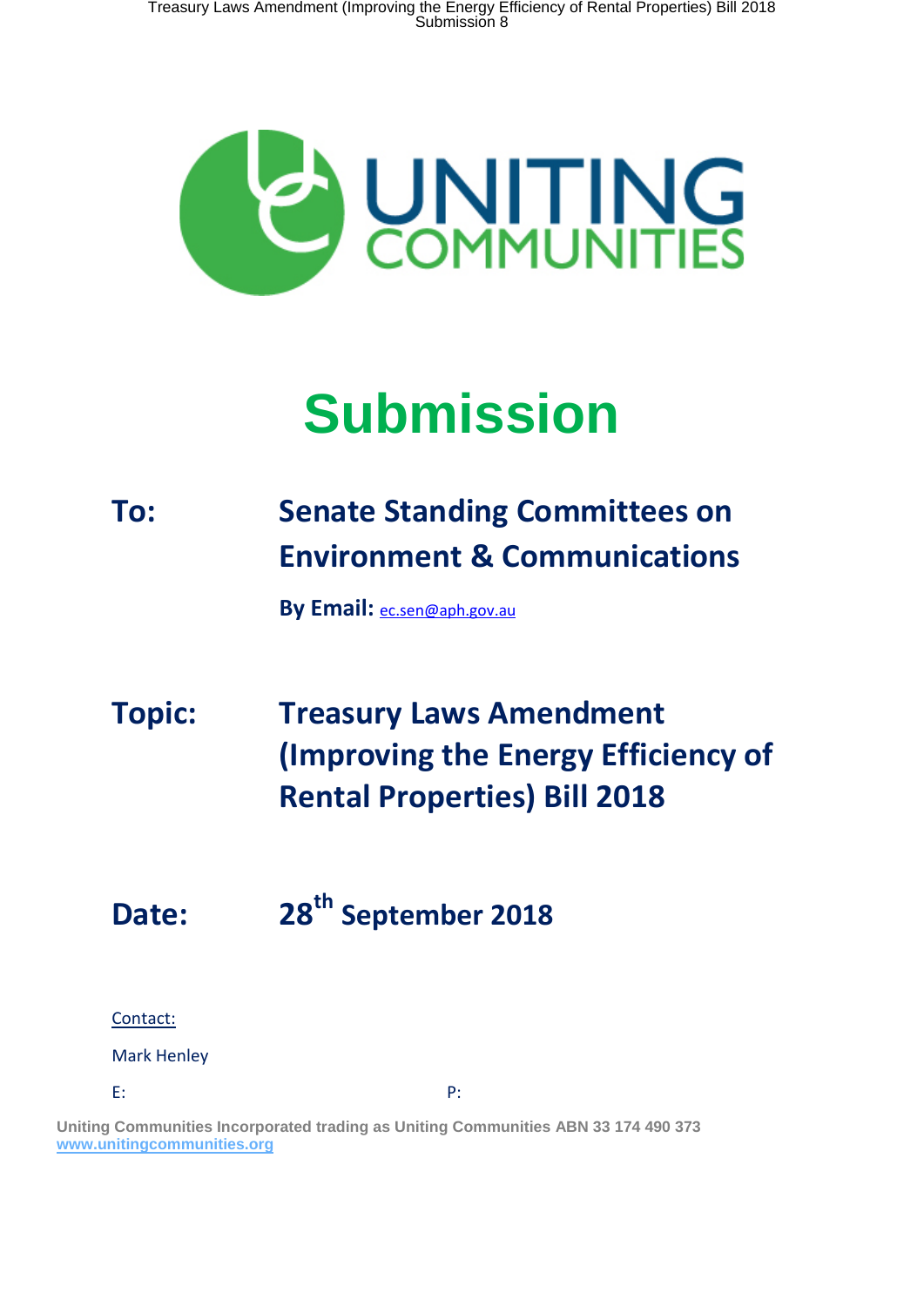UNITING COMMUNITIES

# Submission

**To:** **Senate Standing Committees on Environment & Communications**

**By Email:** ec.sen@aph.gov.au

**Topic:** **Treasury Laws Amendment (Improving the Energy Efficiency of Rental Properties) Bill 2018**

**Date:** **28th September 2018**

Contact:

Mark Henley

E: P:

**Uniting Communities Incorporated trading as Uniting Communities ABN 33 174 490 373**
**www.unitingcommunities.org**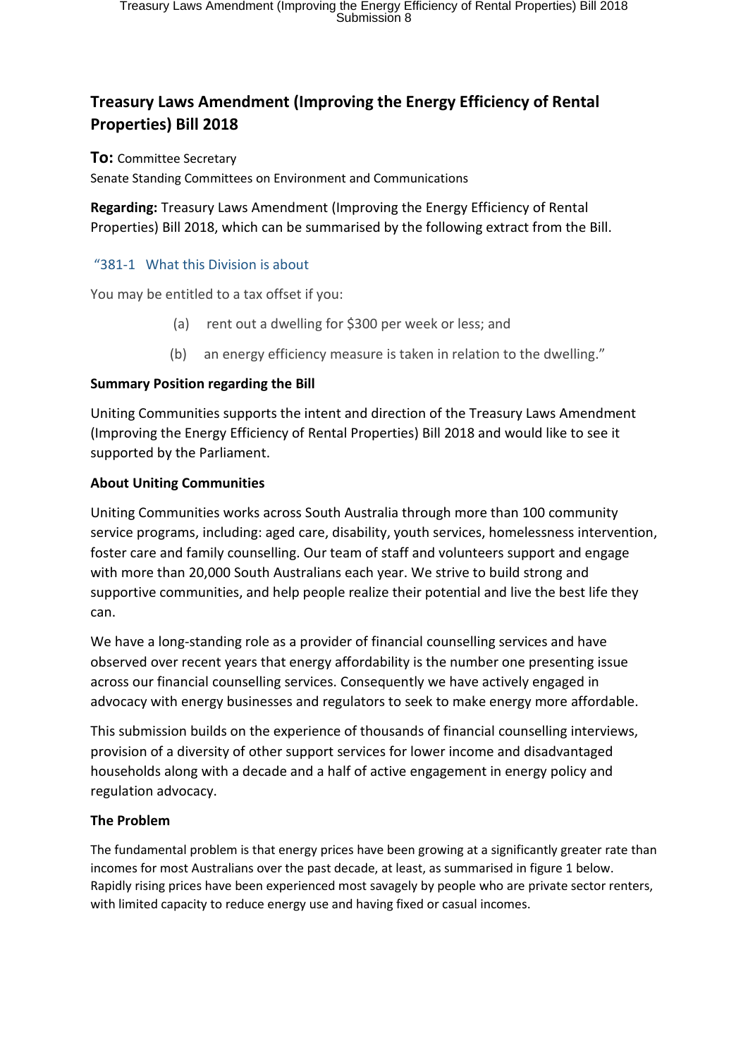# Treasury Laws Amendment (Improving the Energy Efficiency of Rental Properties) Bill 2018

**To:** Committee Secretary

Senate Standing Committees on Environment and Communications

**Regarding:** Treasury Laws Amendment (Improving the Energy Efficiency of Rental Properties) Bill 2018, which can be summarised by the following extract from the Bill.

"381-1 What this Division is about

You may be entitled to a tax offset if you:

(a) rent out a dwelling for $300 per week or less; and

(b) an energy efficiency measure is taken in relation to the dwelling."

**Summary Position regarding the Bill**

Uniting Communities supports the intent and direction of the Treasury Laws Amendment (Improving the Energy Efficiency of Rental Properties) Bill 2018 and would like to see it supported by the Parliament.

**About Uniting Communities**

Uniting Communities works across South Australia through more than 100 community service programs, including: aged care, disability, youth services, homelessness intervention, foster care and family counselling. Our team of staff and volunteers support and engage with more than 20,000 South Australians each year. We strive to build strong and supportive communities, and help people realize their potential and live the best life they can.

We have a long-standing role as a provider of financial counselling services and have observed over recent years that energy affordability is the number one presenting issue across our financial counselling services. Consequently we have actively engaged in advocacy with energy businesses and regulators to seek to make energy more affordable.

This submission builds on the experience of thousands of financial counselling interviews, provision of a diversity of other support services for lower income and disadvantaged households along with a decade and a half of active engagement in energy policy and regulation advocacy.

**The Problem**

The fundamental problem is that energy prices have been growing at a significantly greater rate than incomes for most Australians over the past decade, at least, as summarised in figure 1 below. Rapidly rising prices have been experienced most savagely by people who are private sector renters, with limited capacity to reduce energy use and having fixed or casual incomes.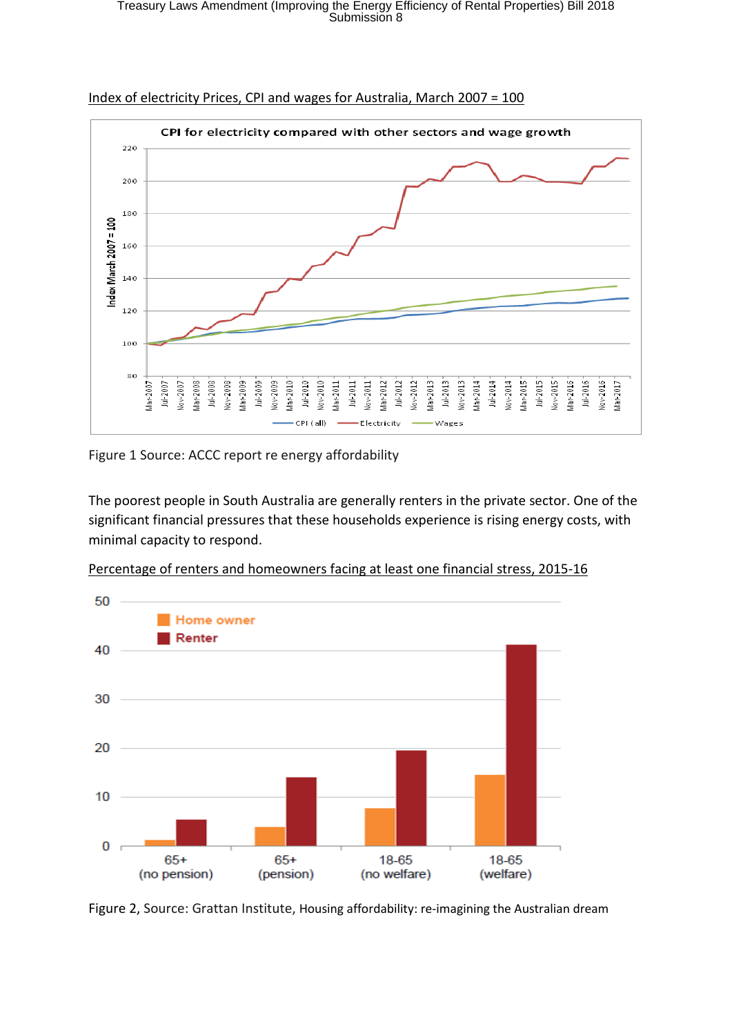Index of electricity Prices, CPI and wages for Australia, March 2007 = 100

Figure 1 Source: ACCC report re energy affordability

The poorest people in South Australia are generally renters in the private sector. One of the significant financial pressures that these households experience is rising energy costs, with minimal capacity to respond.

Percentage of renters and homeowners facing at least one financial stress, 2015-16

Figure 2, Source: Grattan Institute, Housing affordability: re-imagining the Australian dream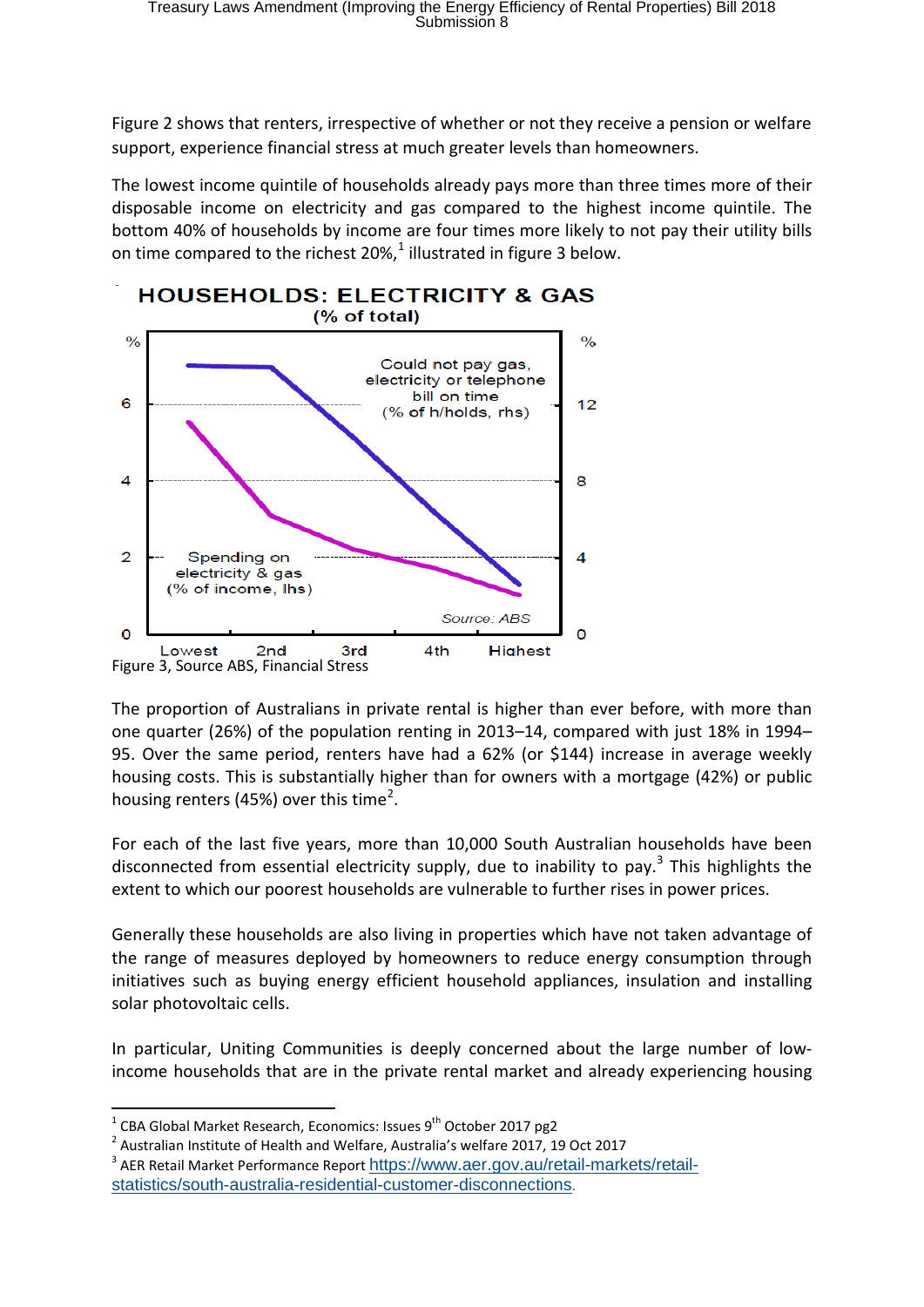Figure 2 shows that renters, irrespective of whether or not they receive a pension or welfare support, experience financial stress at much greater levels than homeowners.

The lowest income quintile of households already pays more than three times more of their disposable income on electricity and gas compared to the highest income quintile. The bottom 40% of households by income are four times more likely to not pay their utility bills on time compared to the richest 20%,[1] illustrated in figure 3 below.

Figure 3, Source ABS, Financial Stress

The proportion of Australians in private rental is higher than ever before, with more than one quarter (26%) of the population renting in 2013–14, compared with just 18% in 1994–95. Over the same period, renters have had a 62% (or $144) increase in average weekly housing costs. This is substantially higher than for owners with a mortgage (42%) or public housing renters (45%) over this time[2].

For each of the last five years, more than 10,000 South Australian households have been disconnected from essential electricity supply, due to inability to pay.[3] This highlights the extent to which our poorest households are vulnerable to further rises in power prices.

Generally these households are also living in properties which have not taken advantage of the range of measures deployed by homeowners to reduce energy consumption through initiatives such as buying energy efficient household appliances, insulation and installing solar photovoltaic cells.

In particular, Uniting Communities is deeply concerned about the large number of low-income households that are in the private rental market and already experiencing housing

---

[1] CBA Global Market Research, Economics: Issues 9th October 2017 pg2

[2] Australian Institute of Health and Welfare, Australia's welfare 2017, 19 Oct 2017

[3] AER Retail Market Performance Report https://www.aer.gov.au/retail-markets/retail-statistics/south-australia-residential-customer-disconnections.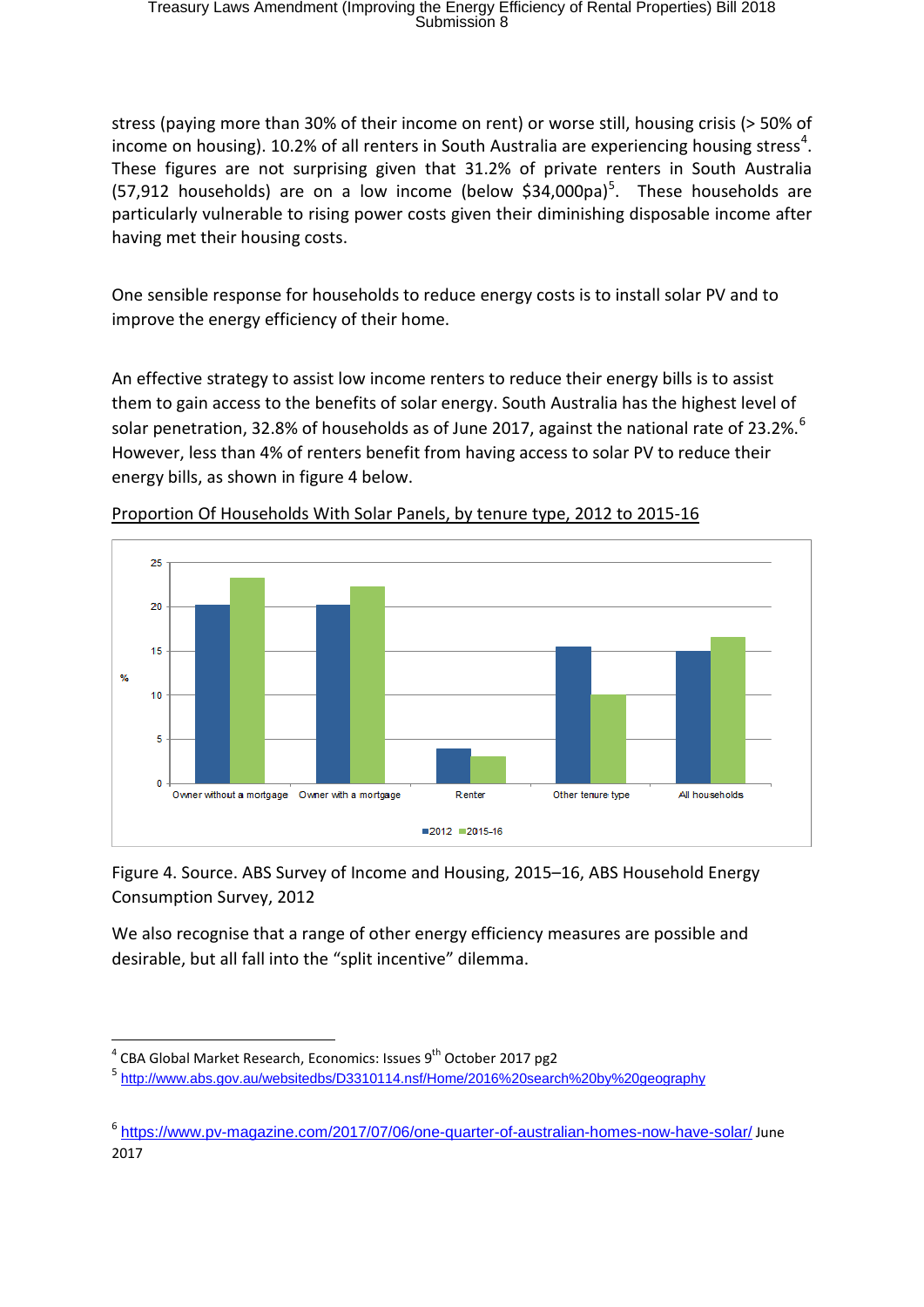stress (paying more than 30% of their income on rent) or worse still, housing crisis (> 50% of income on housing). 10.2% of all renters in South Australia are experiencing housing stress[4]. These figures are not surprising given that 31.2% of private renters in South Australia (57,912 households) are on a low income (below $34,000pa)[5]. These households are particularly vulnerable to rising power costs given their diminishing disposable income after having met their housing costs.

One sensible response for households to reduce energy costs is to install solar PV and to improve the energy efficiency of their home.

An effective strategy to assist low income renters to reduce their energy bills is to assist them to gain access to the benefits of solar energy. South Australia has the highest level of solar penetration, 32.8% of households as of June 2017, against the national rate of 23.2%.[6] However, less than 4% of renters benefit from having access to solar PV to reduce their energy bills, as shown in figure 4 below.

Proportion Of Households With Solar Panels, by tenure type, 2012 to 2015-16

Figure 4. Source. ABS Survey of Income and Housing, 2015–16, ABS Household Energy Consumption Survey, 2012

We also recognise that a range of other energy efficiency measures are possible and desirable, but all fall into the "split incentive" dilemma.

---

[4] CBA Global Market Research, Economics: Issues 9th October 2017 pg2

[5] http://www.abs.gov.au/websitedbs/D3310114.nsf/Home/2016%20search%20by%20geography

[6] https://www.pv-magazine.com/2017/07/06/one-quarter-of-australian-homes-now-have-solar/ June 2017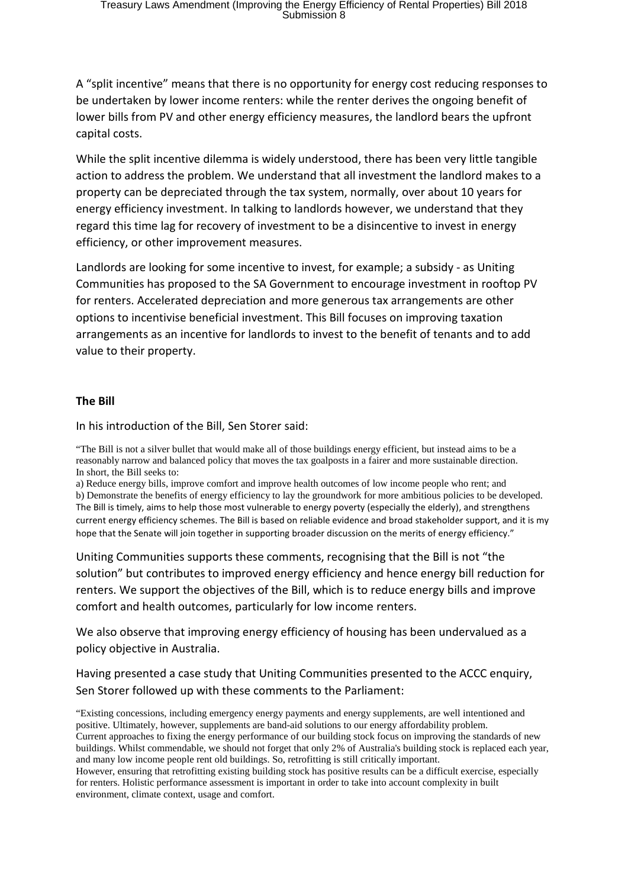A "split incentive" means that there is no opportunity for energy cost reducing responses to be undertaken by lower income renters: while the renter derives the ongoing benefit of lower bills from PV and other energy efficiency measures, the landlord bears the upfront capital costs.

While the split incentive dilemma is widely understood, there has been very little tangible action to address the problem. We understand that all investment the landlord makes to a property can be depreciated through the tax system, normally, over about 10 years for energy efficiency investment. In talking to landlords however, we understand that they regard this time lag for recovery of investment to be a disincentive to invest in energy efficiency, or other improvement measures.

Landlords are looking for some incentive to invest, for example; a subsidy - as Uniting Communities has proposed to the SA Government to encourage investment in rooftop PV for renters. Accelerated depreciation and more generous tax arrangements are other options to incentivise beneficial investment. This Bill focuses on improving taxation arrangements as an incentive for landlords to invest to the benefit of tenants and to add value to their property.

**The Bill**

In his introduction of the Bill, Sen Storer said:

> "The Bill is not a silver bullet that would make all of those buildings energy efficient, but instead aims to be a reasonably narrow and balanced policy that moves the tax goalposts in a fairer and more sustainable direction.
> In short, the Bill seeks to:
> a) Reduce energy bills, improve comfort and improve health outcomes of low income people who rent; and
> b) Demonstrate the benefits of energy efficiency to lay the groundwork for more ambitious policies to be developed.
> The Bill is timely, aims to help those most vulnerable to energy poverty (especially the elderly), and strengthens current energy efficiency schemes. The Bill is based on reliable evidence and broad stakeholder support, and it is my hope that the Senate will join together in supporting broader discussion on the merits of energy efficiency."

Uniting Communities supports these comments, recognising that the Bill is not "the solution" but contributes to improved energy efficiency and hence energy bill reduction for renters. We support the objectives of the Bill, which is to reduce energy bills and improve comfort and health outcomes, particularly for low income renters.

We also observe that improving energy efficiency of housing has been undervalued as a policy objective in Australia.

Having presented a case study that Uniting Communities presented to the ACCC enquiry, Sen Storer followed up with these comments to the Parliament:

> "Existing concessions, including emergency energy payments and energy supplements, are well intentioned and positive. Ultimately, however, supplements are band-aid solutions to our energy affordability problem.
> Current approaches to fixing the energy performance of our building stock focus on improving the standards of new buildings. Whilst commendable, we should not forget that only 2% of Australia's building stock is replaced each year, and many low income people rent old buildings. So, retrofitting is still critically important.
> However, ensuring that retrofitting existing building stock has positive results can be a difficult exercise, especially for renters. Holistic performance assessment is important in order to take into account complexity in built environment, climate context, usage and comfort.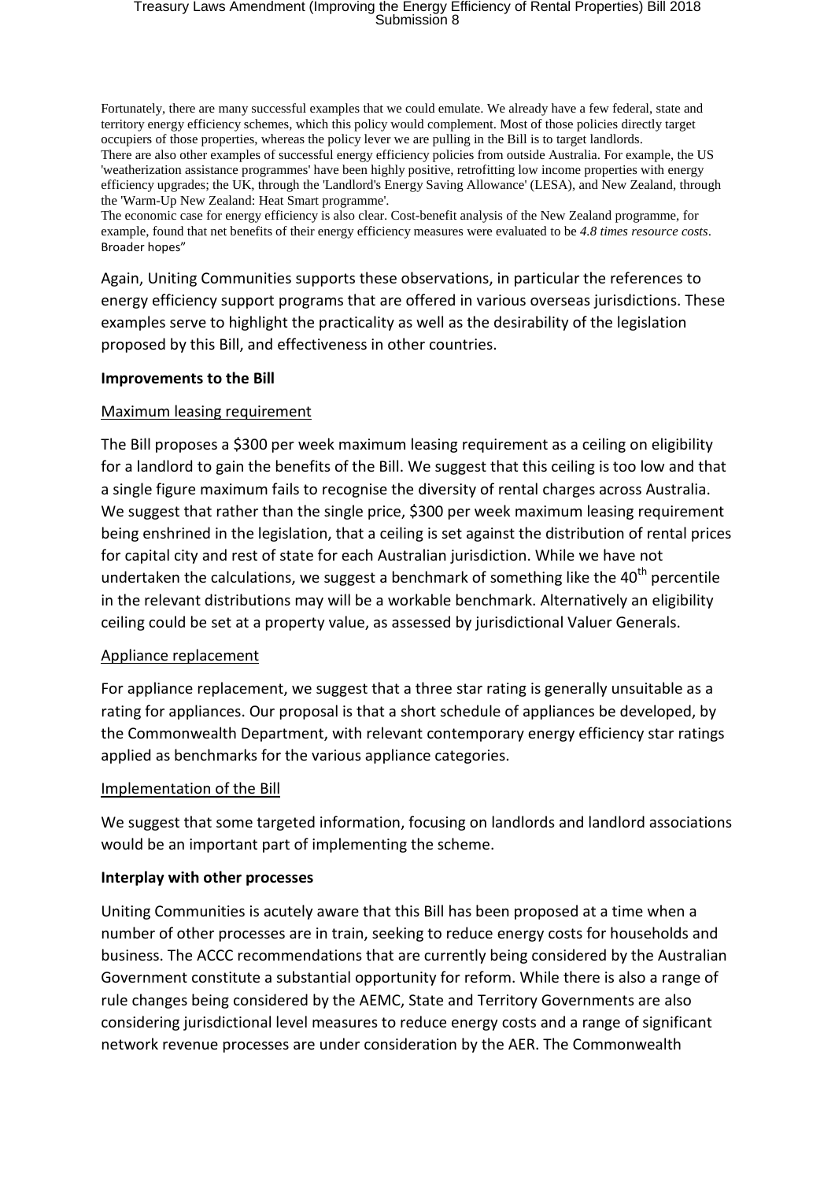Fortunately, there are many successful examples that we could emulate. We already have a few federal, state and territory energy efficiency schemes, which this policy would complement. Most of those policies directly target occupiers of those properties, whereas the policy lever we are pulling in the Bill is to target landlords.
There are also other examples of successful energy efficiency policies from outside Australia. For example, the US 'weatherization assistance programmes' have been highly positive, retrofitting low income properties with energy efficiency upgrades; the UK, through the 'Landlord's Energy Saving Allowance' (LESA), and New Zealand, through the 'Warm-Up New Zealand: Heat Smart programme'.
The economic case for energy efficiency is also clear. Cost-benefit analysis of the New Zealand programme, for example, found that net benefits of their energy efficiency measures were evaluated to be *4.8 times resource costs*.
Broader hopes"

Again, Uniting Communities supports these observations, in particular the references to energy efficiency support programs that are offered in various overseas jurisdictions. These examples serve to highlight the practicality as well as the desirability of the legislation proposed by this Bill, and effectiveness in other countries.

**Improvements to the Bill**

Maximum leasing requirement

The Bill proposes a $300 per week maximum leasing requirement as a ceiling on eligibility for a landlord to gain the benefits of the Bill. We suggest that this ceiling is too low and that a single figure maximum fails to recognise the diversity of rental charges across Australia. We suggest that rather than the single price, $300 per week maximum leasing requirement being enshrined in the legislation, that a ceiling is set against the distribution of rental prices for capital city and rest of state for each Australian jurisdiction. While we have not undertaken the calculations, we suggest a benchmark of something like the 40th percentile in the relevant distributions may will be a workable benchmark. Alternatively an eligibility ceiling could be set at a property value, as assessed by jurisdictional Valuer Generals.

Appliance replacement

For appliance replacement, we suggest that a three star rating is generally unsuitable as a rating for appliances. Our proposal is that a short schedule of appliances be developed, by the Commonwealth Department, with relevant contemporary energy efficiency star ratings applied as benchmarks for the various appliance categories.

Implementation of the Bill

We suggest that some targeted information, focusing on landlords and landlord associations would be an important part of implementing the scheme.

**Interplay with other processes**

Uniting Communities is acutely aware that this Bill has been proposed at a time when a number of other processes are in train, seeking to reduce energy costs for households and business. The ACCC recommendations that are currently being considered by the Australian Government constitute a substantial opportunity for reform. While there is also a range of rule changes being considered by the AEMC, State and Territory Governments are also considering jurisdictional level measures to reduce energy costs and a range of significant network revenue processes are under consideration by the AER. The Commonwealth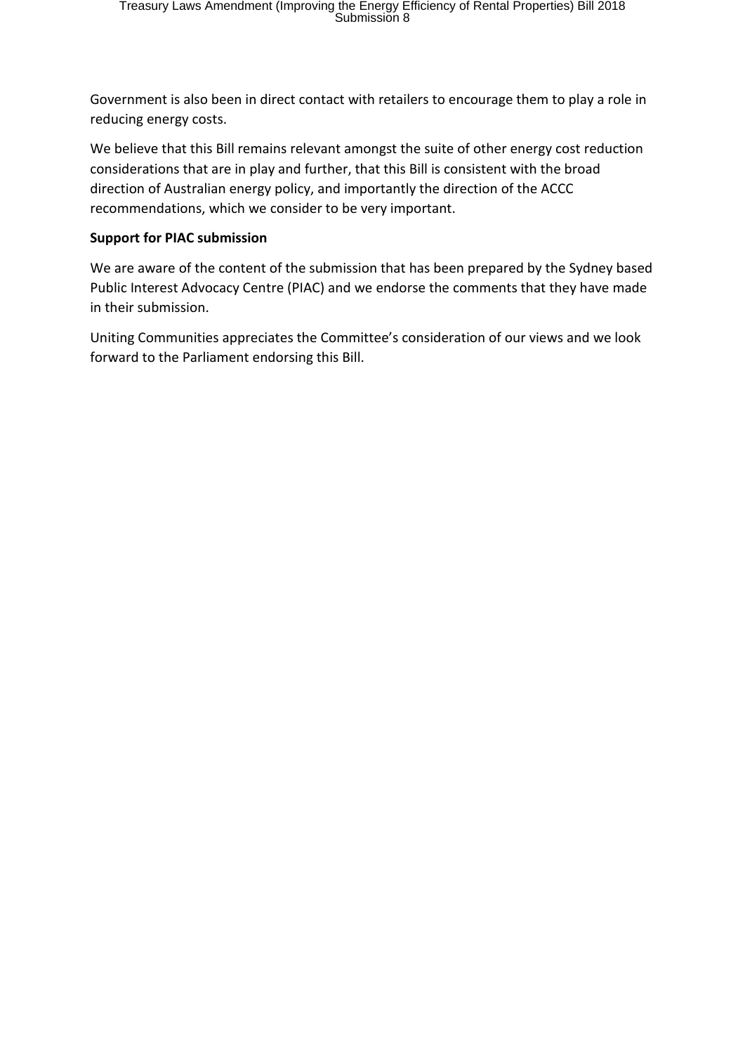Government is also been in direct contact with retailers to encourage them to play a role in reducing energy costs.

We believe that this Bill remains relevant amongst the suite of other energy cost reduction considerations that are in play and further, that this Bill is consistent with the broad direction of Australian energy policy, and importantly the direction of the ACCC recommendations, which we consider to be very important.

**Support for PIAC submission**

We are aware of the content of the submission that has been prepared by the Sydney based Public Interest Advocacy Centre (PIAC) and we endorse the comments that they have made in their submission.

Uniting Communities appreciates the Committee's consideration of our views and we look forward to the Parliament endorsing this Bill.